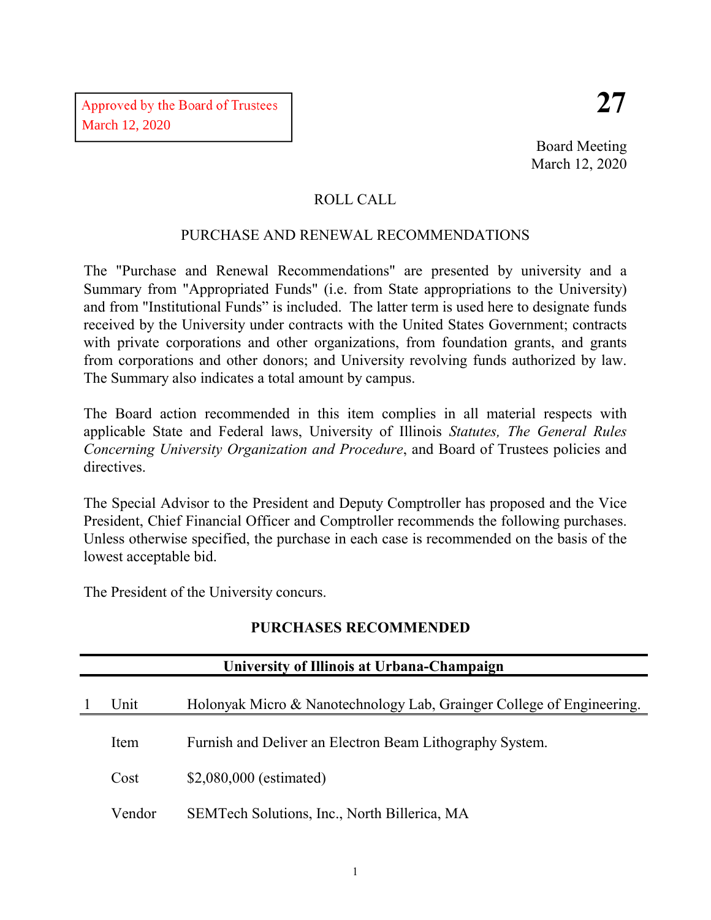Approved by the Board of Trustees
March 12, 2020

**27**

Board Meeting
March 12, 2020

## ROLL CALL

## PURCHASE AND RENEWAL RECOMMENDATIONS

The "Purchase and Renewal Recommendations" are presented by university and a Summary from "Appropriated Funds" (i.e. from State appropriations to the University) and from "Institutional Funds" is included. The latter term is used here to designate funds received by the University under contracts with the United States Government; contracts with private corporations and other organizations, from foundation grants, and grants from corporations and other donors; and University revolving funds authorized by law. The Summary also indicates a total amount by campus.

The Board action recommended in this item complies in all material respects with applicable State and Federal laws, University of Illinois *Statutes, The General Rules Concerning University Organization and Procedure*, and Board of Trustees policies and directives.

The Special Advisor to the President and Deputy Comptroller has proposed and the Vice President, Chief Financial Officer and Comptroller recommends the following purchases. Unless otherwise specified, the purchase in each case is recommended on the basis of the lowest acceptable bid.

The President of the University concurs.

## PURCHASES RECOMMENDED

### University of Illinois at Urbana-Champaign

| | | |
|---|---|---|
| 1 | Unit | Holonyak Micro & Nanotechnology Lab, Grainger College of Engineering. |
| | Item | Furnish and Deliver an Electron Beam Lithography System. |
| | Cost | $2,080,000 (estimated) |
| | Vendor | SEMTech Solutions, Inc., North Billerica, MA |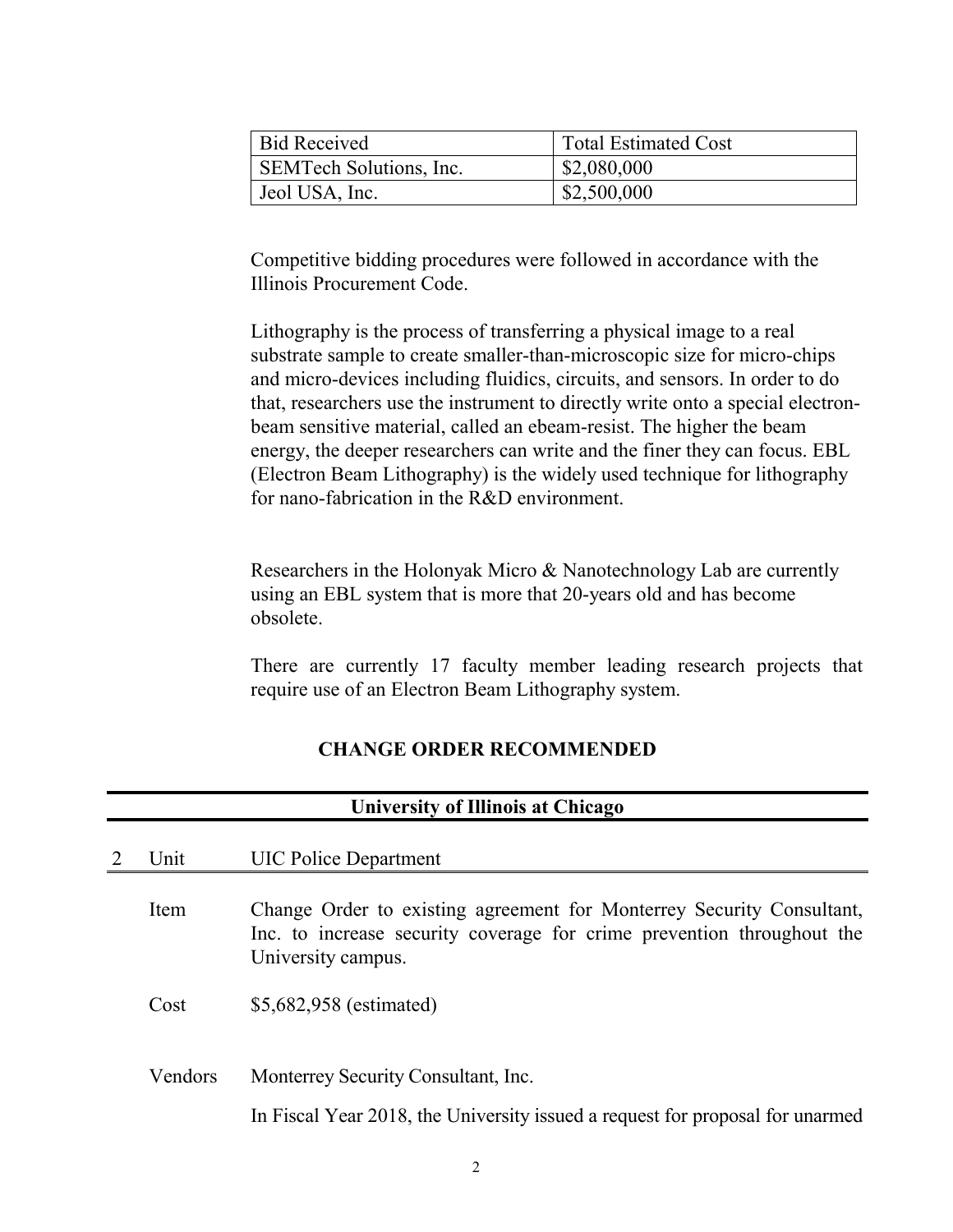| Bid Received | Total Estimated Cost |
| --- | --- |
| SEMTech Solutions, Inc. | \$2,080,000 |
| Jeol USA, Inc. | \$2,500,000 |

Competitive bidding procedures were followed in accordance with the Illinois Procurement Code.

Lithography is the process of transferring a physical image to a real substrate sample to create smaller-than-microscopic size for micro-chips and micro-devices including fluidics, circuits, and sensors. In order to do that, researchers use the instrument to directly write onto a special electron-beam sensitive material, called an ebeam-resist. The higher the beam energy, the deeper researchers can write and the finer they can focus. EBL (Electron Beam Lithography) is the widely used technique for lithography for nano-fabrication in the R&D environment.

Researchers in the Holonyak Micro & Nanotechnology Lab are currently using an EBL system that is more that 20-years old and has become obsolete.

There are currently 17 faculty member leading research projects that require use of an Electron Beam Lithography system.

## CHANGE ORDER RECOMMENDED

### University of Illinois at Chicago

2 **Unit** UIC Police Department

**Item** Change Order to existing agreement for Monterrey Security Consultant, Inc. to increase security coverage for crime prevention throughout the University campus.

**Cost** \$5,682,958 (estimated)

**Vendors** Monterrey Security Consultant, Inc.

In Fiscal Year 2018, the University issued a request for proposal for unarmed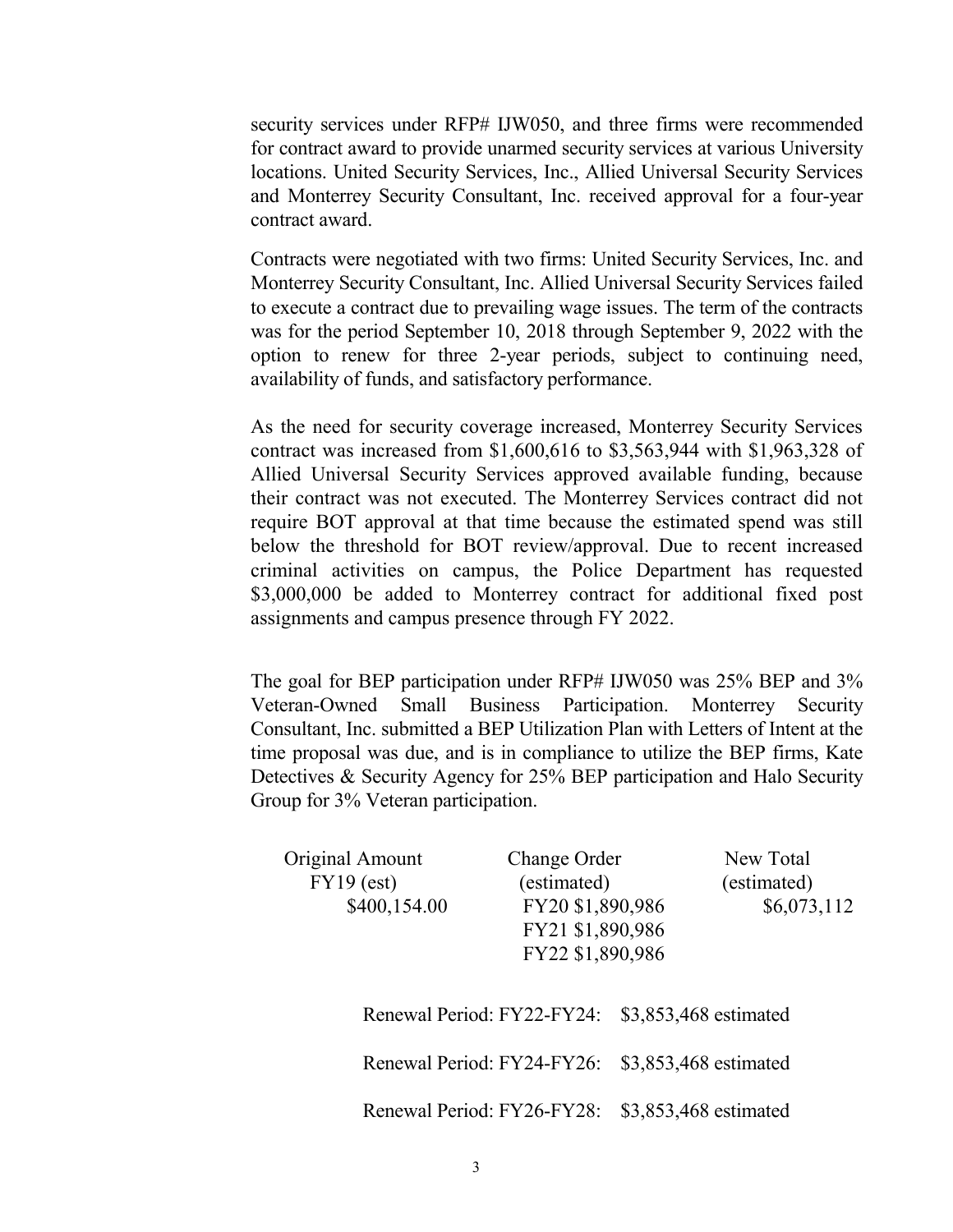security services under RFP# IJW050, and three firms were recommended for contract award to provide unarmed security services at various University locations. United Security Services, Inc., Allied Universal Security Services and Monterrey Security Consultant, Inc. received approval for a four-year contract award.

Contracts were negotiated with two firms: United Security Services, Inc. and Monterrey Security Consultant, Inc. Allied Universal Security Services failed to execute a contract due to prevailing wage issues. The term of the contracts was for the period September 10, 2018 through September 9, 2022 with the option to renew for three 2-year periods, subject to continuing need, availability of funds, and satisfactory performance.

As the need for security coverage increased, Monterrey Security Services contract was increased from $1,600,616 to $3,563,944 with $1,963,328 of Allied Universal Security Services approved available funding, because their contract was not executed. The Monterrey Services contract did not require BOT approval at that time because the estimated spend was still below the threshold for BOT review/approval. Due to recent increased criminal activities on campus, the Police Department has requested $3,000,000 be added to Monterrey contract for additional fixed post assignments and campus presence through FY 2022.

The goal for BEP participation under RFP# IJW050 was 25% BEP and 3% Veteran-Owned Small Business Participation. Monterrey Security Consultant, Inc. submitted a BEP Utilization Plan with Letters of Intent at the time proposal was due, and is in compliance to utilize the BEP firms, Kate Detectives & Security Agency for 25% BEP participation and Halo Security Group for 3% Veteran participation.

| Original Amount FY19 (est) | Change Order (estimated) | New Total (estimated) |
| --- | --- | --- |
| $400,154.00 | FY20 $1,890,986<br>FY21 $1,890,986<br>FY22 $1,890,986 | $6,073,112 |

Renewal Period: FY22-FY24: $3,853,468 estimated

Renewal Period: FY24-FY26: $3,853,468 estimated

Renewal Period: FY26-FY28: $3,853,468 estimated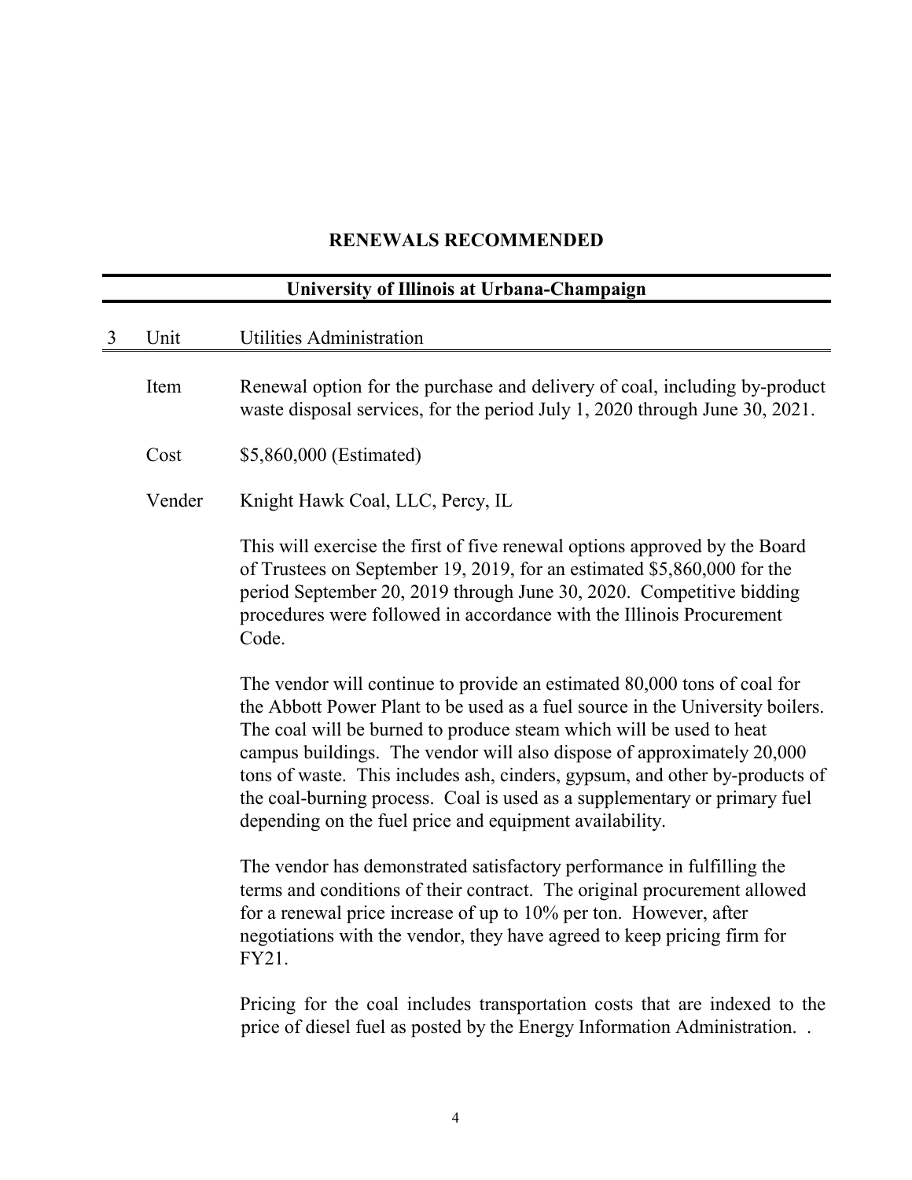## RENEWALS RECOMMENDED

### University of Illinois at Urbana-Champaign

3 **Unit** Utilities Administration

**Item** Renewal option for the purchase and delivery of coal, including by-product waste disposal services, for the period July 1, 2020 through June 30, 2021.

**Cost** $5,860,000 (Estimated)

**Vender** Knight Hawk Coal, LLC, Percy, IL

This will exercise the first of five renewal options approved by the Board of Trustees on September 19, 2019, for an estimated $5,860,000 for the period September 20, 2019 through June 30, 2020. Competitive bidding procedures were followed in accordance with the Illinois Procurement Code.

The vendor will continue to provide an estimated 80,000 tons of coal for the Abbott Power Plant to be used as a fuel source in the University boilers. The coal will be burned to produce steam which will be used to heat campus buildings. The vendor will also dispose of approximately 20,000 tons of waste. This includes ash, cinders, gypsum, and other by-products of the coal-burning process. Coal is used as a supplementary or primary fuel depending on the fuel price and equipment availability.

The vendor has demonstrated satisfactory performance in fulfilling the terms and conditions of their contract. The original procurement allowed for a renewal price increase of up to 10% per ton. However, after negotiations with the vendor, they have agreed to keep pricing firm for FY21.

Pricing for the coal includes transportation costs that are indexed to the price of diesel fuel as posted by the Energy Information Administration. .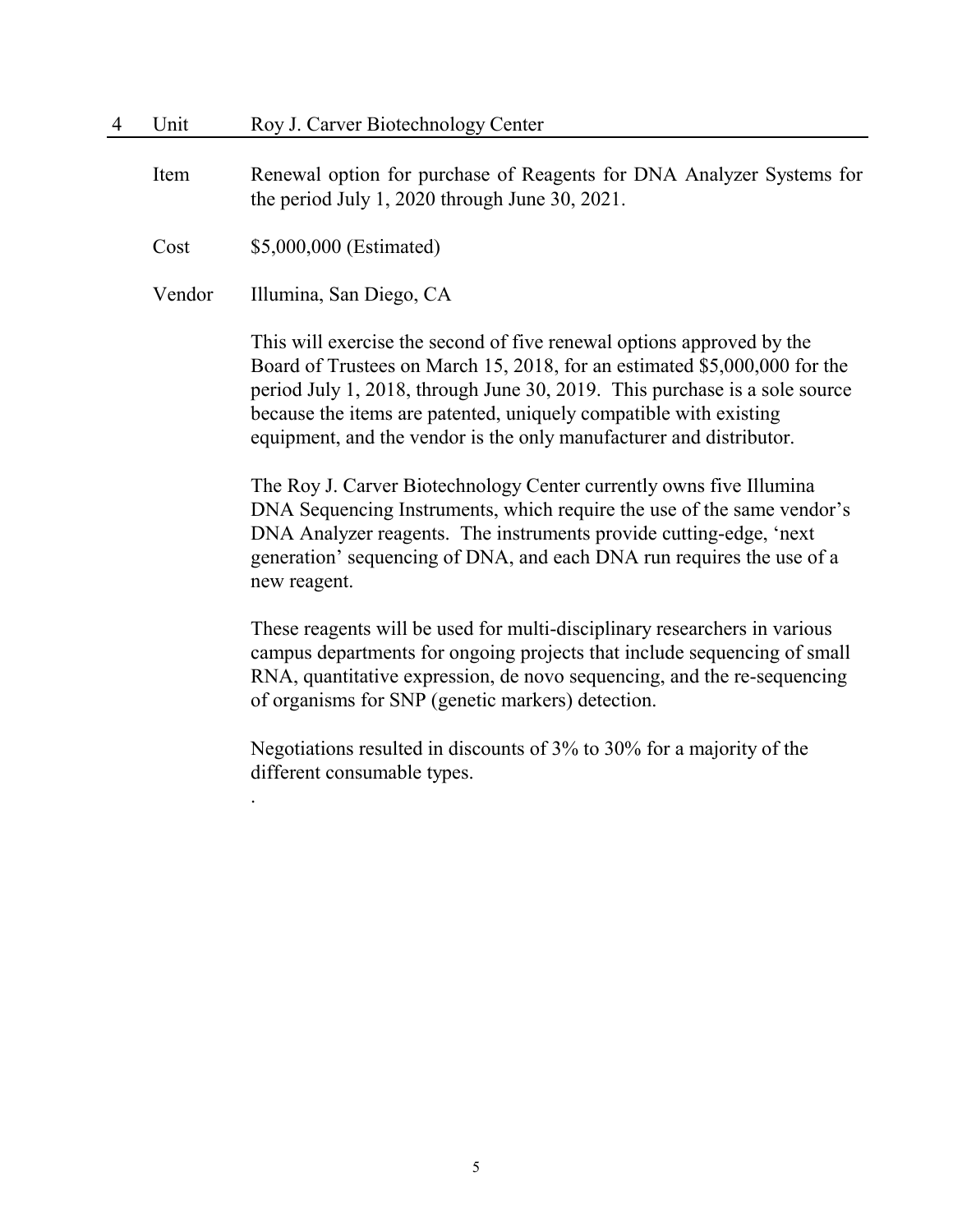| 4 | Unit | Roy J. Carver Biotechnology Center |
|---|---|---|
| | Item | Renewal option for purchase of Reagents for DNA Analyzer Systems for the period July 1, 2020 through June 30, 2021. |
| | Cost | $5,000,000 (Estimated) |
| | Vendor | Illumina, San Diego, CA |

This will exercise the second of five renewal options approved by the Board of Trustees on March 15, 2018, for an estimated $5,000,000 for the period July 1, 2018, through June 30, 2019. This purchase is a sole source because the items are patented, uniquely compatible with existing equipment, and the vendor is the only manufacturer and distributor.

The Roy J. Carver Biotechnology Center currently owns five Illumina DNA Sequencing Instruments, which require the use of the same vendor's DNA Analyzer reagents. The instruments provide cutting-edge, 'next generation' sequencing of DNA, and each DNA run requires the use of a new reagent.

These reagents will be used for multi-disciplinary researchers in various campus departments for ongoing projects that include sequencing of small RNA, quantitative expression, de novo sequencing, and the re-sequencing of organisms for SNP (genetic markers) detection.

Negotiations resulted in discounts of 3% to 30% for a majority of the different consumable types.

.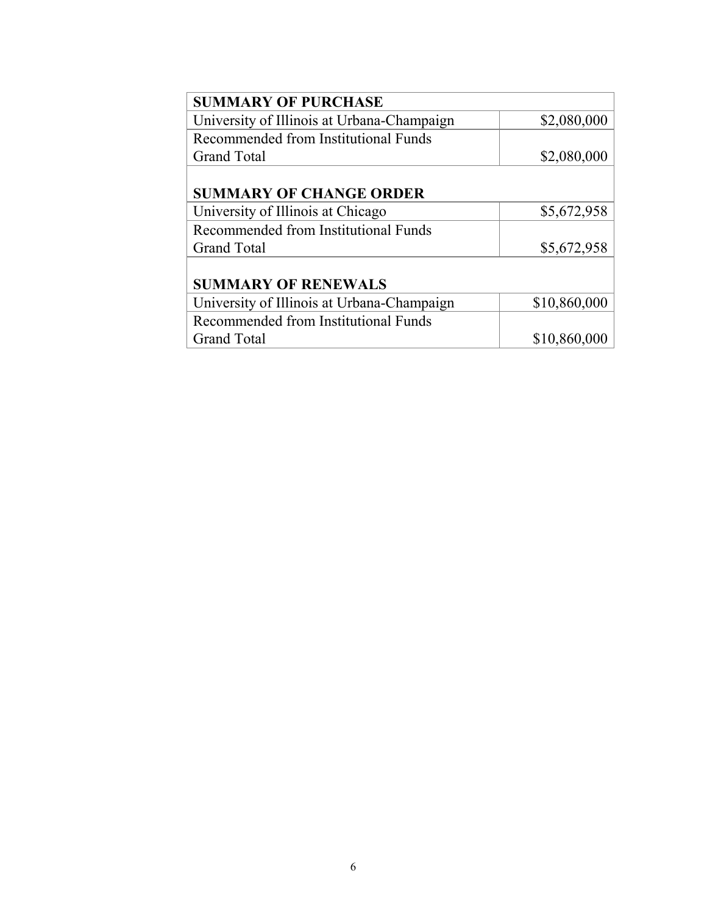| **SUMMARY OF PURCHASE** | |
|---|---|
| University of Illinois at Urbana-Champaign | $2,080,000 |
| Recommended from Institutional Funds<br>Grand Total | $2,080,000 |

| **SUMMARY OF CHANGE ORDER** | |
|---|---|
| University of Illinois at Chicago | $5,672,958 |
| Recommended from Institutional Funds<br>Grand Total | $5,672,958 |

| **SUMMARY OF RENEWALS** | |
|---|---|
| University of Illinois at Urbana-Champaign | $10,860,000 |
| Recommended from Institutional Funds<br>Grand Total | $10,860,000 |